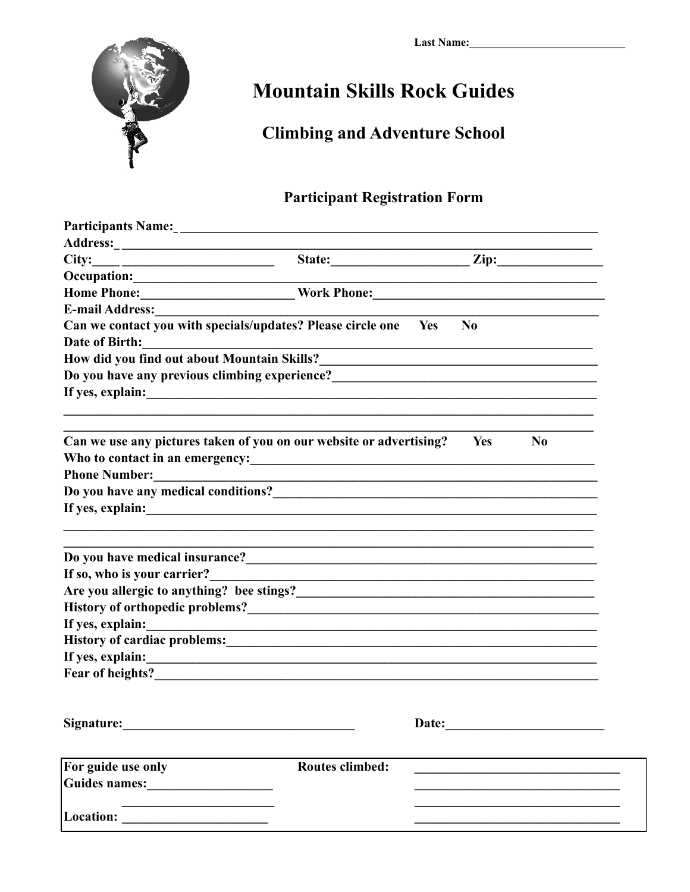Last Name:_____________________________

# Mountain Skills Rock Guides

## Climbing and Adventure School

### Participant Registration Form

**Participants Name:**_________________________________________________________________

**Address:**_____________________________________________________________________

**City:**____ _______________________ **State:**_____________________ **Zip:**________________

**Occupation:**___________________________________________________________________

**Home Phone:**_______________________ **Work Phone:**___________________________________

**E-mail Address:**________________________________________________________________

**Can we contact you with specials/updates? Please circle one** **Yes** **No**

**Date of Birth:**_________________________________________________________________

**How did you find out about Mountain Skills?**__________________________________________

**Do you have any previous climbing experience?**_______________________________________

**If yes, explain:**_________________________________________________________________

_______________________________________________________________________________

_______________________________________________________________________________

**Can we use any pictures taken of you on our website or advertising?** **Yes** **No**

**Who to contact in an emergency:**___________________________________________________

**Phone Number:**_________________________________________________________________

**Do you have any medical conditions?**________________________________________________

**If yes, explain:**_________________________________________________________________

_______________________________________________________________________________

_______________________________________________________________________________

**Do you have medical insurance?**____________________________________________________

**If so, who is your carrier?**_______________________________________________________

**Are you allergic to anything? bee stings?**____________________________________________

**History of orthopedic problems?**___________________________________________________

**If yes, explain:**_________________________________________________________________

**History of cardiac problems:**______________________________________________________

**If yes, explain:**_________________________________________________________________

**Fear of heights?**_________________________________________________________________

**Signature:**___________________________________ **Date:**_________________________

| For guide use only | Routes climbed: | _______________________________ |
|---|---|---|
| Guides names:___________________ | | _______________________________ |
| ________________________ | | _______________________________ |
| Location: ______________________ | | _______________________________ |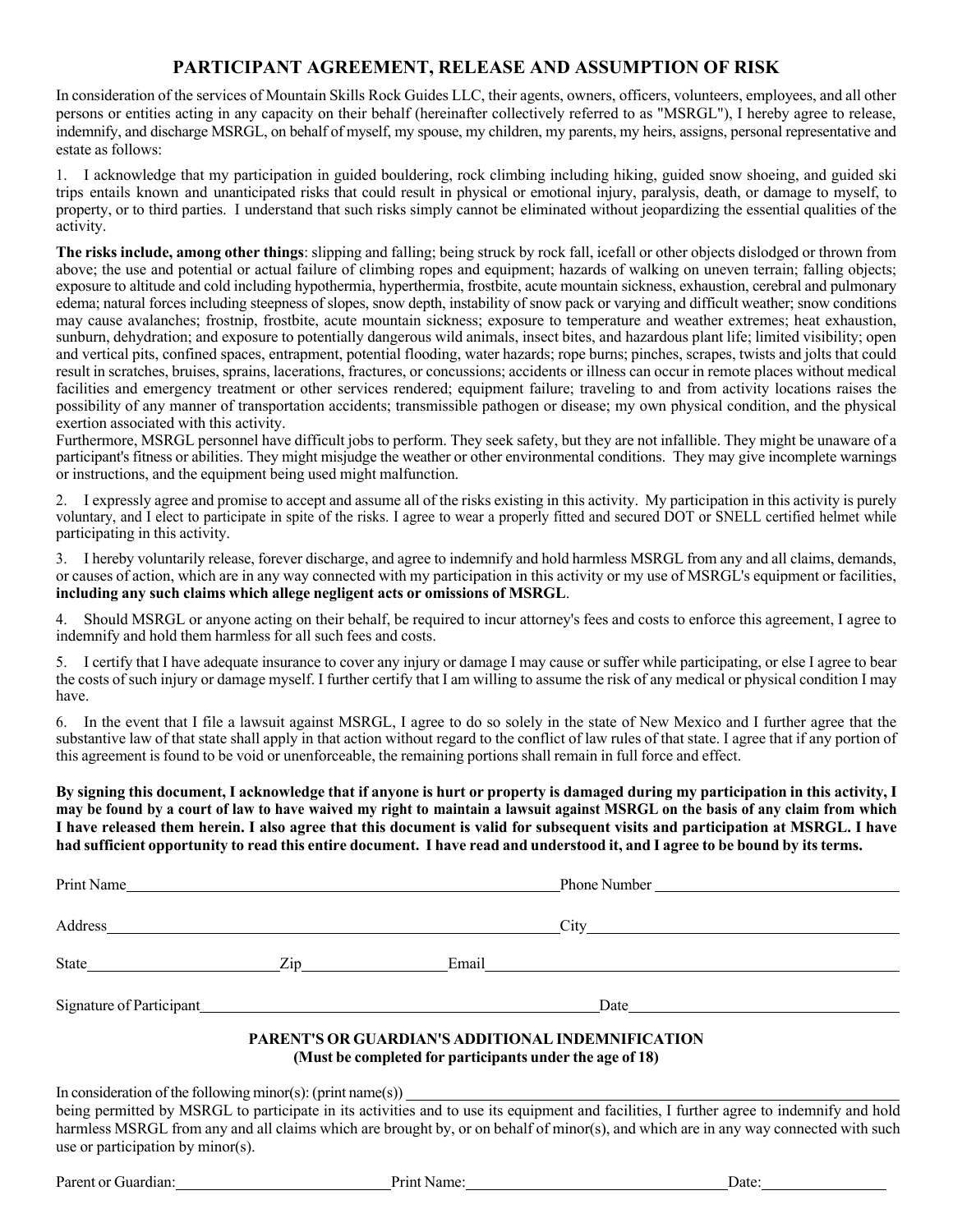# PARTICIPANT AGREEMENT, RELEASE AND ASSUMPTION OF RISK

In consideration of the services of Mountain Skills Rock Guides LLC, their agents, owners, officers, volunteers, employees, and all other persons or entities acting in any capacity on their behalf (hereinafter collectively referred to as "MSRGL"), I hereby agree to release, indemnify, and discharge MSRGL, on behalf of myself, my spouse, my children, my parents, my heirs, assigns, personal representative and estate as follows:

1. I acknowledge that my participation in guided bouldering, rock climbing including hiking, guided snow shoeing, and guided ski trips entails known and unanticipated risks that could result in physical or emotional injury, paralysis, death, or damage to myself, to property, or to third parties. I understand that such risks simply cannot be eliminated without jeopardizing the essential qualities of the activity.

**The risks include, among other things**: slipping and falling; being struck by rock fall, icefall or other objects dislodged or thrown from above; the use and potential or actual failure of climbing ropes and equipment; hazards of walking on uneven terrain; falling objects; exposure to altitude and cold including hypothermia, hyperthermia, frostbite, acute mountain sickness, exhaustion, cerebral and pulmonary edema; natural forces including steepness of slopes, snow depth, instability of snow pack or varying and difficult weather; snow conditions may cause avalanches; frostnip, frostbite, acute mountain sickness; exposure to temperature and weather extremes; heat exhaustion, sunburn, dehydration; and exposure to potentially dangerous wild animals, insect bites, and hazardous plant life; limited visibility; open and vertical pits, confined spaces, entrapment, potential flooding, water hazards; rope burns; pinches, scrapes, twists and jolts that could result in scratches, bruises, sprains, lacerations, fractures, or concussions; accidents or illness can occur in remote places without medical facilities and emergency treatment or other services rendered; equipment failure; traveling to and from activity locations raises the possibility of any manner of transportation accidents; transmissible pathogen or disease; my own physical condition, and the physical exertion associated with this activity.

Furthermore, MSRGL personnel have difficult jobs to perform. They seek safety, but they are not infallible. They might be unaware of a participant's fitness or abilities. They might misjudge the weather or other environmental conditions. They may give incomplete warnings or instructions, and the equipment being used might malfunction.

2. I expressly agree and promise to accept and assume all of the risks existing in this activity. My participation in this activity is purely voluntary, and I elect to participate in spite of the risks. I agree to wear a properly fitted and secured DOT or SNELL certified helmet while participating in this activity.

3. I hereby voluntarily release, forever discharge, and agree to indemnify and hold harmless MSRGL from any and all claims, demands, or causes of action, which are in any way connected with my participation in this activity or my use of MSRGL's equipment or facilities, **including any such claims which allege negligent acts or omissions of MSRGL**.

4. Should MSRGL or anyone acting on their behalf, be required to incur attorney's fees and costs to enforce this agreement, I agree to indemnify and hold them harmless for all such fees and costs.

5. I certify that I have adequate insurance to cover any injury or damage I may cause or suffer while participating, or else I agree to bear the costs of such injury or damage myself. I further certify that I am willing to assume the risk of any medical or physical condition I may have.

6. In the event that I file a lawsuit against MSRGL, I agree to do so solely in the state of New Mexico and I further agree that the substantive law of that state shall apply in that action without regard to the conflict of law rules of that state. I agree that if any portion of this agreement is found to be void or unenforceable, the remaining portions shall remain in full force and effect.

**By signing this document, I acknowledge that if anyone is hurt or property is damaged during my participation in this activity, I may be found by a court of law to have waived my right to maintain a lawsuit against MSRGL on the basis of any claim from which I have released them herein. I also agree that this document is valid for subsequent visits and participation at MSRGL. I have had sufficient opportunity to read this entire document. I have read and understood it, and I agree to be bound by its terms.**

Print Name\_\_\_\_\_\_\_\_\_\_\_\_\_\_\_\_\_\_\_\_\_\_\_\_\_\_\_\_\_\_ Phone Number \_\_\_\_\_\_\_\_\_\_\_\_\_\_\_\_\_\_\_\_

Address\_\_\_\_\_\_\_\_\_\_\_\_\_\_\_\_\_\_\_\_\_\_\_\_\_\_\_\_\_\_ City\_\_\_\_\_\_\_\_\_\_\_\_\_\_\_\_\_\_\_\_

State\_\_\_\_\_\_\_\_\_\_\_\_ Zip\_\_\_\_\_\_\_\_\_\_ Email\_\_\_\_\_\_\_\_\_\_\_\_\_\_\_\_\_\_\_\_\_\_\_\_\_\_\_\_

Signature of Participant\_\_\_\_\_\_\_\_\_\_\_\_\_\_\_\_\_\_\_\_\_\_\_\_\_\_\_\_\_\_ Date\_\_\_\_\_\_\_\_\_\_\_\_\_\_\_\_\_\_\_\_

## PARENT'S OR GUARDIAN'S ADDITIONAL INDEMNIFICATION
**(Must be completed for participants under the age of 18)**

In consideration of the following minor(s): (print name(s)) \_\_\_\_\_\_\_\_\_\_\_\_\_\_\_\_\_\_\_\_\_\_\_\_\_\_\_\_\_\_
being permitted by MSRGL to participate in its activities and to use its equipment and facilities, I further agree to indemnify and hold harmless MSRGL from any and all claims which are brought by, or on behalf of minor(s), and which are in any way connected with such use or participation by minor(s).

Parent or Guardian:\_\_\_\_\_\_\_\_\_\_\_\_\_\_\_\_\_\_\_\_ Print Name:\_\_\_\_\_\_\_\_\_\_\_\_\_\_\_\_\_\_\_\_ Date:\_\_\_\_\_\_\_\_\_\_